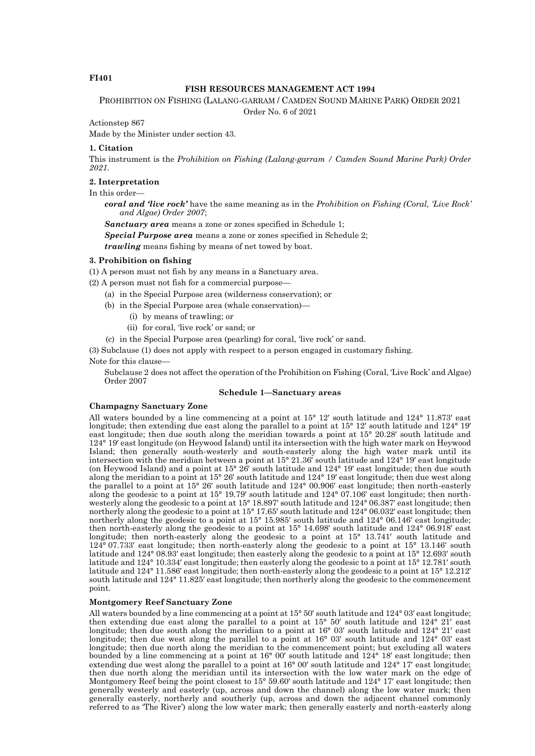FI401

# FISH RESOURCES MANAGEMENT ACT 1994

## PROHIBITION ON FISHING (LALANG-GARRAM / CAMDEN SOUND MARINE PARK) ORDER 2021

Order No. 6 of 2021

Actionstep 867

Made by the Minister under section 43.

### 1. Citation

This instrument is the *Prohibition on Fishing (Lalang-garram / Camden Sound Marine Park) Order 2021.*

### 2. Interpretation

In this order—

***coral and 'live rock'*** have the same meaning as in the *Prohibition on Fishing (Coral, 'Live Rock' and Algae) Order 2007*;

***Sanctuary area*** means a zone or zones specified in Schedule 1;

***Special Purpose area*** means a zone or zones specified in Schedule 2;

***trawling*** means fishing by means of net towed by boat.

### 3. Prohibition on fishing

(1) A person must not fish by any means in a Sanctuary area.

(2) A person must not fish for a commercial purpose—

- (a) in the Special Purpose area (wilderness conservation); or
- (b) in the Special Purpose area (whale conservation)—
  - (i) by means of trawling; or
  - (ii) for coral, 'live rock' or sand; or
- (c) in the Special Purpose area (pearling) for coral, 'live rock' or sand.

(3) Subclause (1) does not apply with respect to a person engaged in customary fishing.

Note for this clause—

Subclause 2 does not affect the operation of the Prohibition on Fishing (Coral, 'Live Rock' and Algae) Order 2007

## Schedule 1—Sanctuary areas

**Champagny Sanctuary Zone**

All waters bounded by a line commencing at a point at 15° 12′ south latitude and 124° 11.873′ east longitude; then extending due east along the parallel to a point at 15° 12′ south latitude and 124° 19′ east longitude; then due south along the meridian towards a point at 15° 20.28′ south latitude and 124° 19′ east longitude (on Heywood Island) until its intersection with the high water mark on Heywood Island; then generally south-westerly and south-easterly along the high water mark until its intersection with the meridian between a point at 15° 21.36′ south latitude and 124° 19′ east longitude (on Heywood Island) and a point at 15° 26′ south latitude and 124° 19′ east longitude; then due south along the meridian to a point at 15° 26′ south latitude and 124° 19′ east longitude; then due west along the parallel to a point at 15° 26′ south latitude and 124° 00.906′ east longitude; then north-easterly along the geodesic to a point at 15° 19.79′ south latitude and 124° 07.106′ east longitude; then north-westerly along the geodesic to a point at 15° 18.897′ south latitude and 124° 06.387′ east longitude; then northerly along the geodesic to a point at 15° 17.65′ south latitude and 124° 06.032′ east longitude; then northerly along the geodesic to a point at 15° 15.985′ south latitude and 124° 06.146′ east longitude; then north-easterly along the geodesic to a point at 15° 14.698′ south latitude and 124° 06.918′ east longitude; then north-easterly along the geodesic to a point at 15° 13.741′ south latitude and 124° 07.733′ east longitude; then north-easterly along the geodesic to a point at 15° 13.146′ south latitude and 124° 08.93′ east longitude; then easterly along the geodesic to a point at 15° 12.693′ south latitude and 124° 10.334′ east longitude; then easterly along the geodesic to a point at 15° 12.781′ south latitude and 124° 11.586′ east longitude; then north-easterly along the geodesic to a point at 15° 12.212′ south latitude and 124° 11.825′ east longitude; then northerly along the geodesic to the commencement point.

**Montgomery Reef Sanctuary Zone**

All waters bounded by a line commencing at a point at 15° 50′ south latitude and 124° 03′ east longitude; then extending due east along the parallel to a point at 15° 50′ south latitude and 124° 21′ east longitude; then due south along the meridian to a point at 16° 03′ south latitude and 124° 21′ east longitude; then due west along the parallel to a point at 16° 03′ south latitude and 124° 03′ east longitude; then due north along the meridian to the commencement point; but excluding all waters bounded by a line commencing at a point at 16° 00′ south latitude and 124° 18′ east longitude; then extending due west along the parallel to a point at 16° 00′ south latitude and 124° 17′ east longitude; then due north along the meridian until its intersection with the low water mark on the edge of Montgomery Reef being the point closest to 15° 59.60′ south latitude and 124° 17′ east longitude; then generally westerly and easterly (up, across and down the channel) along the low water mark; then generally easterly, northerly and southerly (up, across and down the adjacent channel commonly referred to as 'The River') along the low water mark; then generally easterly and north-easterly along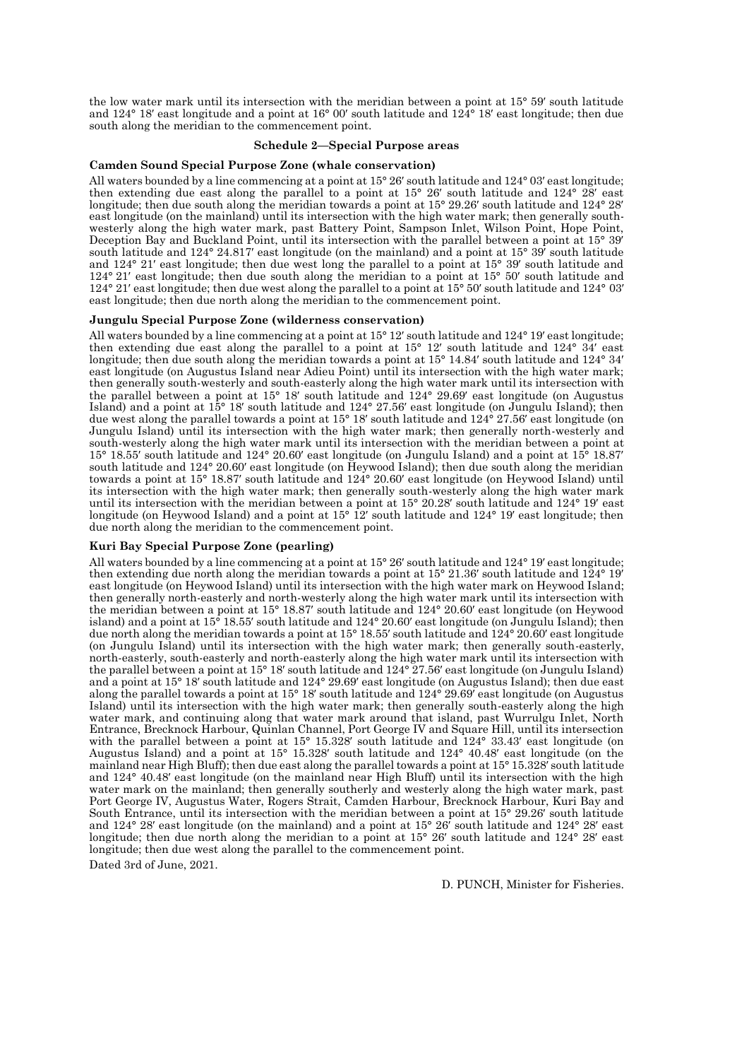the low water mark until its intersection with the meridian between a point at 15° 59′ south latitude and 124° 18′ east longitude and a point at 16° 00′ south latitude and 124° 18′ east longitude; then due south along the meridian to the commencement point.

## Schedule 2—Special Purpose areas

### Camden Sound Special Purpose Zone (whale conservation)

All waters bounded by a line commencing at a point at 15° 26′ south latitude and 124° 03′ east longitude; then extending due east along the parallel to a point at 15° 26′ south latitude and 124° 28′ east longitude; then due south along the meridian towards a point at 15° 29.26′ south latitude and 124° 28′ east longitude (on the mainland) until its intersection with the high water mark; then generally south-westerly along the high water mark, past Battery Point, Sampson Inlet, Wilson Point, Hope Point, Deception Bay and Buckland Point, until its intersection with the parallel between a point at 15° 39′ south latitude and 124° 24.817′ east longitude (on the mainland) and a point at 15° 39′ south latitude and 124° 21′ east longitude; then due west long the parallel to a point at 15° 39′ south latitude and 124° 21′ east longitude; then due south along the meridian to a point at 15° 50′ south latitude and 124° 21′ east longitude; then due west along the parallel to a point at 15° 50′ south latitude and 124° 03′ east longitude; then due north along the meridian to the commencement point.

### Jungulu Special Purpose Zone (wilderness conservation)

All waters bounded by a line commencing at a point at 15° 12′ south latitude and 124° 19′ east longitude; then extending due east along the parallel to a point at 15° 12′ south latitude and 124° 34′ east longitude; then due south along the meridian towards a point at 15° 14.84′ south latitude and 124° 34′ east longitude (on Augustus Island near Adieu Point) until its intersection with the high water mark; then generally south-westerly and south-easterly along the high water mark until its intersection with the parallel between a point at 15° 18′ south latitude and 124° 29.69′ east longitude (on Augustus Island) and a point at 15° 18′ south latitude and 124° 27.56′ east longitude (on Jungulu Island); then due west along the parallel towards a point at 15° 18′ south latitude and 124° 27.56′ east longitude (on Jungulu Island) until its intersection with the high water mark; then generally north-westerly and south-westerly along the high water mark until its intersection with the meridian between a point at 15° 18.55′ south latitude and 124° 20.60′ east longitude (on Jungulu Island) and a point at 15° 18.87′ south latitude and 124° 20.60′ east longitude (on Heywood Island); then due south along the meridian towards a point at 15° 18.87′ south latitude and 124° 20.60′ east longitude (on Heywood Island) until its intersection with the high water mark; then generally south-westerly along the high water mark until its intersection with the meridian between a point at 15° 20.28′ south latitude and 124° 19′ east longitude (on Heywood Island) and a point at 15° 12′ south latitude and 124° 19′ east longitude; then due north along the meridian to the commencement point.

### Kuri Bay Special Purpose Zone (pearling)

All waters bounded by a line commencing at a point at 15° 26′ south latitude and 124° 19′ east longitude; then extending due north along the meridian towards a point at 15° 21.36′ south latitude and 124° 19′ east longitude (on Heywood Island) until its intersection with the high water mark on Heywood Island; then generally north-easterly and north-westerly along the high water mark until its intersection with the meridian between a point at 15° 18.87′ south latitude and 124° 20.60′ east longitude (on Heywood island) and a point at 15° 18.55′ south latitude and 124° 20.60′ east longitude (on Jungulu Island); then due north along the meridian towards a point at 15° 18.55′ south latitude and 124° 20.60′ east longitude (on Jungulu Island) until its intersection with the high water mark; then generally south-easterly, north-easterly, south-easterly and north-easterly along the high water mark until its intersection with the parallel between a point at 15° 18′ south latitude and 124° 27.56′ east longitude (on Jungulu Island) and a point at 15° 18′ south latitude and 124° 29.69′ east longitude (on Augustus Island); then due east along the parallel towards a point at 15° 18′ south latitude and 124° 29.69′ east longitude (on Augustus Island) until its intersection with the high water mark; then generally south-easterly along the high water mark, and continuing along that water mark around that island, past Wurrulgu Inlet, North Entrance, Brecknock Harbour, Quinlan Channel, Port George IV and Square Hill, until its intersection with the parallel between a point at 15° 15.328′ south latitude and 124° 33.43′ east longitude (on Augustus Island) and a point at 15° 15.328′ south latitude and 124° 40.48′ east longitude (on the mainland near High Bluff); then due east along the parallel towards a point at 15° 15.328′ south latitude and 124° 40.48′ east longitude (on the mainland near High Bluff) until its intersection with the high water mark on the mainland; then generally southerly and westerly along the high water mark, past Port George IV, Augustus Water, Rogers Strait, Camden Harbour, Brecknock Harbour, Kuri Bay and South Entrance, until its intersection with the meridian between a point at 15° 29.26′ south latitude and 124° 28′ east longitude (on the mainland) and a point at 15° 26′ south latitude and 124° 28′ east longitude; then due north along the meridian to a point at 15° 26′ south latitude and 124° 28′ east longitude; then due west along the parallel to the commencement point.

Dated 3rd of June, 2021.

D. PUNCH, Minister for Fisheries.